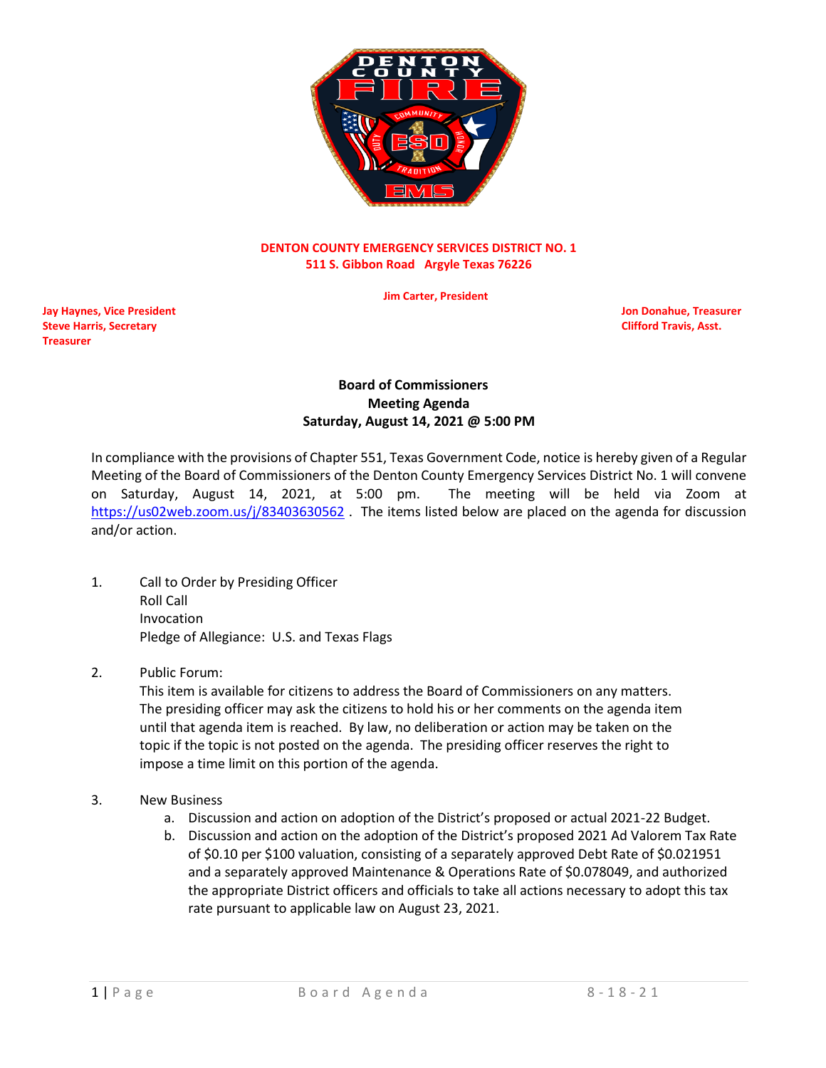**DENTON COUNTY EMERGENCY SERVICES DISTRICT NO. 1**
**511 S. Gibbon Road Argyle Texas 76226**

**Jim Carter, President**

**Jay Haynes, Vice President**
**Steve Harris, Secretary**
**Treasurer**

**Jon Donahue, Treasurer**
**Clifford Travis, Asst.**

## Board of Commissioners
## Meeting Agenda
## Saturday, August 14, 2021 @ 5:00 PM

In compliance with the provisions of Chapter 551, Texas Government Code, notice is hereby given of a Regular Meeting of the Board of Commissioners of the Denton County Emergency Services District No. 1 will convene on Saturday, August 14, 2021, at 5:00 pm. The meeting will be held via Zoom at https://us02web.zoom.us/j/83403630562 . The items listed below are placed on the agenda for discussion and/or action.

1. Call to Order by Presiding Officer
   Roll Call
   Invocation
   Pledge of Allegiance: U.S. and Texas Flags

2. Public Forum:
   This item is available for citizens to address the Board of Commissioners on any matters. The presiding officer may ask the citizens to hold his or her comments on the agenda item until that agenda item is reached. By law, no deliberation or action may be taken on the topic if the topic is not posted on the agenda. The presiding officer reserves the right to impose a time limit on this portion of the agenda.

3. New Business
   a. Discussion and action on adoption of the District's proposed or actual 2021-22 Budget.
   b. Discussion and action on the adoption of the District's proposed 2021 Ad Valorem Tax Rate of $0.10 per $100 valuation, consisting of a separately approved Debt Rate of $0.021951 and a separately approved Maintenance & Operations Rate of $0.078049, and authorized the appropriate District officers and officials to take all actions necessary to adopt this tax rate pursuant to applicable law on August 23, 2021.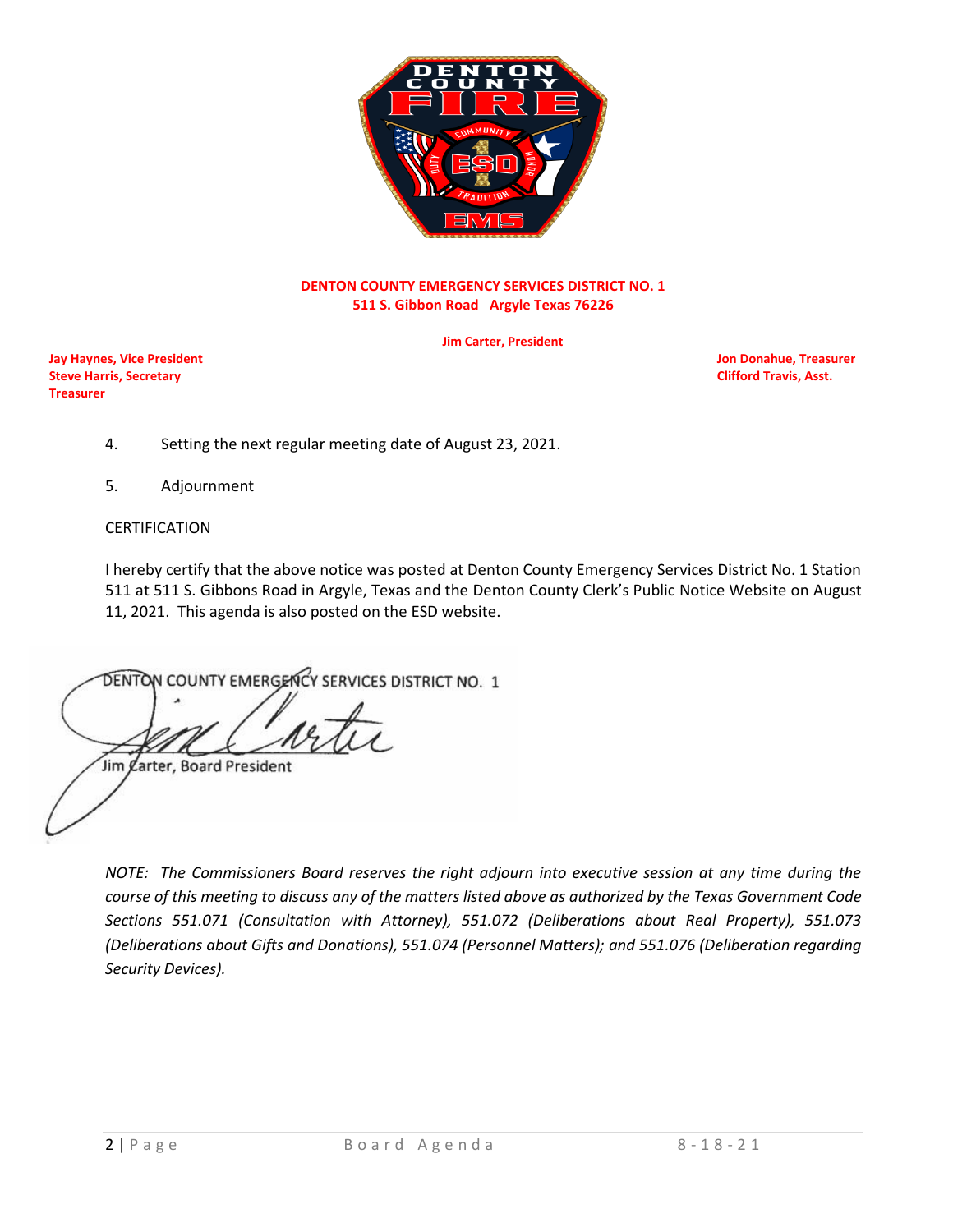**DENTON COUNTY EMERGENCY SERVICES DISTRICT NO. 1**
**511 S. Gibbon Road Argyle Texas 76226**

**Jim Carter, President**

**Jay Haynes, Vice President**
**Steve Harris, Secretary**
**Jon Donahue, Treasurer**
**Clifford Travis, Asst. Treasurer**

4. Setting the next regular meeting date of August 23, 2021.

5. Adjournment

CERTIFICATION

I hereby certify that the above notice was posted at Denton County Emergency Services District No. 1 Station 511 at 511 S. Gibbons Road in Argyle, Texas and the Denton County Clerk's Public Notice Website on August 11, 2021. This agenda is also posted on the ESD website.

DENTON COUNTY EMERGENCY SERVICES DISTRICT NO. 1

Jim Carter, Board President

*NOTE: The Commissioners Board reserves the right adjourn into executive session at any time during the course of this meeting to discuss any of the matters listed above as authorized by the Texas Government Code Sections 551.071 (Consultation with Attorney), 551.072 (Deliberations about Real Property), 551.073 (Deliberations about Gifts and Donations), 551.074 (Personnel Matters); and 551.076 (Deliberation regarding Security Devices).*